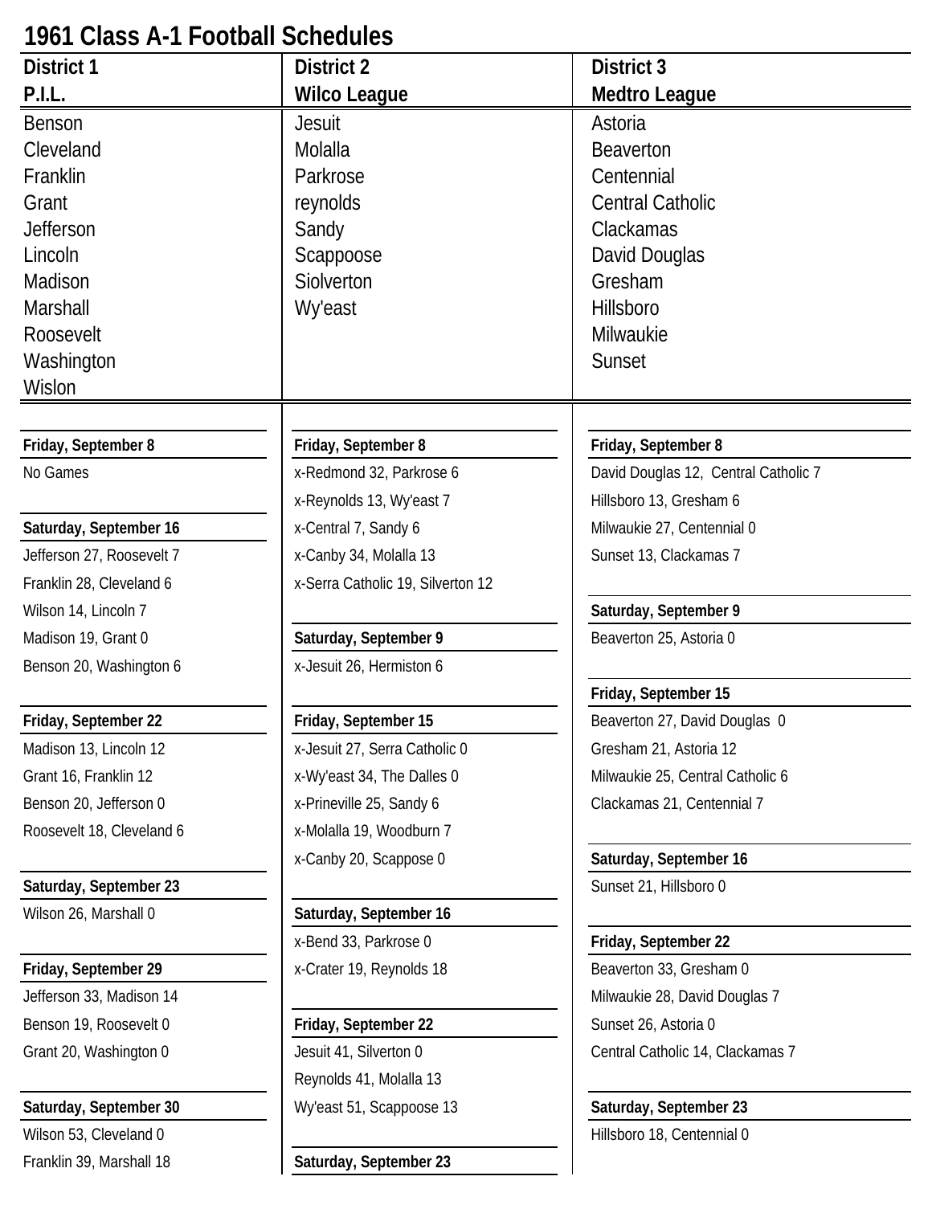# 1961 Class A-1 Football Schedules

| District 1 | District 2 | District 3 |
|---|---|---|
| **P.I.L.** | **Wilco League** | **Medtro League** |
| Benson | Jesuit | Astoria |
| Cleveland | Molalla | Beaverton |
| Franklin | Parkrose | Centennial |
| Grant | reynolds | Central Catholic |
| Jefferson | Sandy | Clackamas |
| Lincoln | Scappoose | David Douglas |
| Madison | Siolverton | Gresham |
| Marshall | Wy'east | Hillsboro |
| Roosevelt | | Milwaukie |
| Washington | | Sunset |
| Wislon | | |

## District 1 – P.I.L.

**Friday, September 8**

No Games

**Saturday, September 16**

Jefferson 27, Roosevelt 7
Franklin 28, Cleveland 6
Wilson 14, Lincoln 7
Madison 19, Grant 0
Benson 20, Washington 6

**Friday, September 22**

Madison 13, Lincoln 12
Grant 16, Franklin 12
Benson 20, Jefferson 0
Roosevelt 18, Cleveland 6

**Saturday, September 23**

Wilson 26, Marshall 0

**Friday, September 29**

Jefferson 33, Madison 14
Benson 19, Roosevelt 0
Grant 20, Washington 0

**Saturday, September 30**

Wilson 53, Cleveland 0
Franklin 39, Marshall 18

## District 2 – Wilco League

**Friday, September 8**

x-Redmond 32, Parkrose 6
x-Reynolds 13, Wy'east 7
x-Central 7, Sandy 6
x-Canby 34, Molalla 13
x-Serra Catholic 19, Silverton 12

**Saturday, September 9**

x-Jesuit 26, Hermiston 6

**Friday, September 15**

x-Jesuit 27, Serra Catholic 0
x-Wy'east 34, The Dalles 0
x-Prineville 25, Sandy 6
x-Molalla 19, Woodburn 7
x-Canby 20, Scappose 0

**Saturday, September 16**

x-Bend 33, Parkrose 0
x-Crater 19, Reynolds 18

**Friday, September 22**

Jesuit 41, Silverton 0
Reynolds 41, Molalla 13
Wy'east 51, Scappoose 13

**Saturday, September 23**

## District 3 – Medtro League

**Friday, September 8**

David Douglas 12, Central Catholic 7
Hillsboro 13, Gresham 6
Milwaukie 27, Centennial 0
Sunset 13, Clackamas 7

**Saturday, September 9**

Beaverton 25, Astoria 0

**Friday, September 15**

Beaverton 27, David Douglas 0
Gresham 21, Astoria 12
Milwaukie 25, Central Catholic 6
Clackamas 21, Centennial 7

**Saturday, September 16**

Sunset 21, Hillsboro 0

**Friday, September 22**

Beaverton 33, Gresham 0
Milwaukie 28, David Douglas 7
Sunset 26, Astoria 0
Central Catholic 14, Clackamas 7

**Saturday, September 23**

Hillsboro 18, Centennial 0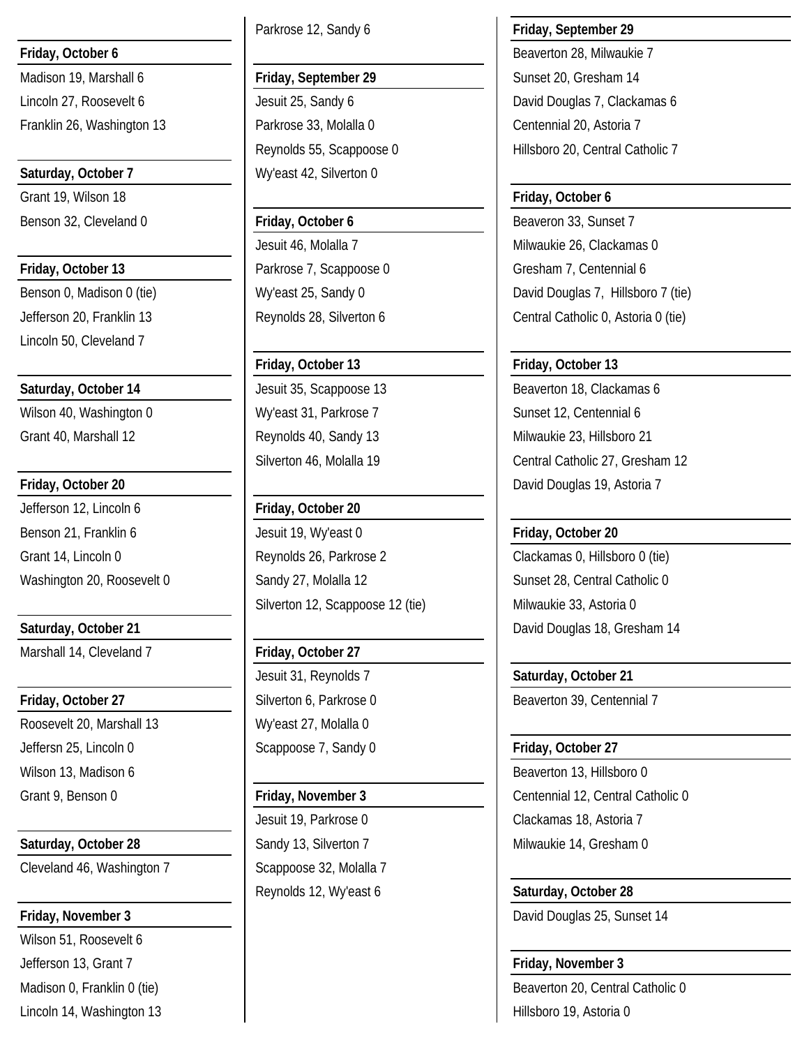**Friday, October 6**

Madison 19, Marshall 6
Lincoln 27, Roosevelt 6
Franklin 26, Washington 13

**Saturday, October 7**

Grant 19, Wilson 18
Benson 32, Cleveland 0

**Friday, October 13**

Benson 0, Madison 0 (tie)
Jefferson 20, Franklin 13
Lincoln 50, Cleveland 7

**Saturday, October 14**

Wilson 40, Washington 0
Grant 40, Marshall 12

**Friday, October 20**

Jefferson 12, Lincoln 6
Benson 21, Franklin 6
Grant 14, Lincoln 0
Washington 20, Roosevelt 0

**Saturday, October 21**

Marshall 14, Cleveland 7

**Friday, October 27**

Roosevelt 20, Marshall 13
Jeffersn 25, Lincoln 0
Wilson 13, Madison 6
Grant 9, Benson 0

**Saturday, October 28**

Cleveland 46, Washington 7

**Friday, November 3**

Wilson 51, Roosevelt 6
Jefferson 13, Grant 7
Madison 0, Franklin 0 (tie)
Lincoln 14, Washington 13

Parkrose 12, Sandy 6

**Friday, September 29**

Jesuit 25, Sandy 6
Parkrose 33, Molalla 0
Reynolds 55, Scappoose 0
Wy'east 42, Silverton 0

**Friday, October 6**

Jesuit 46, Molalla 7
Parkrose 7, Scappoose 0
Wy'east 25, Sandy 0
Reynolds 28, Silverton 6

**Friday, October 13**

Jesuit 35, Scappoose 13
Wy'east 31, Parkrose 7
Reynolds 40, Sandy 13
Silverton 46, Molalla 19

**Friday, October 20**

Jesuit 19, Wy'east 0
Reynolds 26, Parkrose 2
Sandy 27, Molalla 12
Silverton 12, Scappoose 12 (tie)

**Friday, October 27**

Jesuit 31, Reynolds 7
Silverton 6, Parkrose 0
Wy'east 27, Molalla 0
Scappoose 7, Sandy 0

**Friday, November 3**

Jesuit 19, Parkrose 0
Sandy 13, Silverton 7
Scappoose 32, Molalla 7
Reynolds 12, Wy'east 6

**Friday, September 29**

Beaverton 28, Milwaukie 7
Sunset 20, Gresham 14
David Douglas 7, Clackamas 6
Centennial 20, Astoria 7
Hillsboro 20, Central Catholic 7

**Friday, October 6**

Beaveron 33, Sunset 7
Milwaukie 26, Clackamas 0
Gresham 7, Centennial 6
David Douglas 7, Hillsboro 7 (tie)
Central Catholic 0, Astoria 0 (tie)

**Friday, October 13**

Beaverton 18, Clackamas 6
Sunset 12, Centennial 6
Milwaukie 23, Hillsboro 21
Central Catholic 27, Gresham 12
David Douglas 19, Astoria 7

**Friday, October 20**

Clackamas 0, Hillsboro 0 (tie)
Sunset 28, Central Catholic 0
Milwaukie 33, Astoria 0
David Douglas 18, Gresham 14

**Saturday, October 21**

Beaverton 39, Centennial 7

**Friday, October 27**

Beaverton 13, Hillsboro 0
Centennial 12, Central Catholic 0
Clackamas 18, Astoria 7
Milwaukie 14, Gresham 0

**Saturday, October 28**

David Douglas 25, Sunset 14

**Friday, November 3**

Beaverton 20, Central Catholic 0
Hillsboro 19, Astoria 0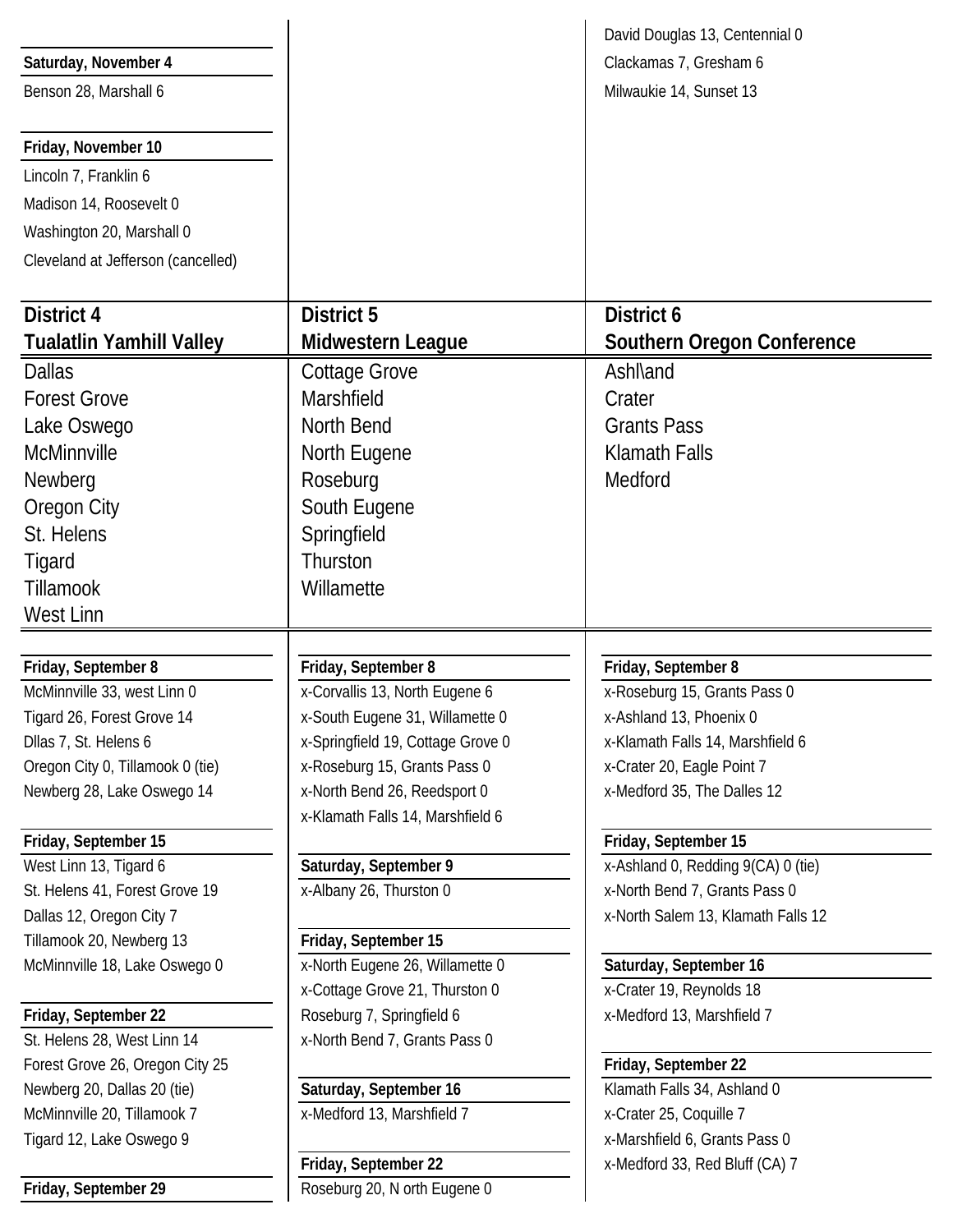**Saturday, November 4**

Benson 28, Marshall 6

**Friday, November 10**

Lincoln 7, Franklin 6

Madison 14, Roosevelt 0

Washington 20, Marshall 0

Cleveland at Jefferson (cancelled)

David Douglas 13, Centennial 0

Clackamas 7, Gresham 6

Milwaukie 14, Sunset 13

## District 4
## Tualatlin Yamhill Valley

Dallas
Forest Grove
Lake Oswego
McMinnville
Newberg
Oregon City
St. Helens
Tigard
Tillamook
West Linn

**Friday, September 8**

McMinnville 33, west Linn 0

Tigard 26, Forest Grove 14

Dllas 7, St. Helens 6

Oregon City 0, Tillamook 0 (tie)

Newberg 28, Lake Oswego 14

**Friday, September 15**

West Linn 13, Tigard 6

St. Helens 41, Forest Grove 19

Dallas 12, Oregon City 7

Tillamook 20, Newberg 13

McMinnville 18, Lake Oswego 0

**Friday, September 22**

St. Helens 28, West Linn 14

Forest Grove 26, Oregon City 25

Newberg 20, Dallas 20 (tie)

McMinnville 20, Tillamook 7

Tigard 12, Lake Oswego 9

**Friday, September 29**

## District 5
## Midwestern League

Cottage Grove
Marshfield
North Bend
North Eugene
Roseburg
South Eugene
Springfield
Thurston
Willamette

**Friday, September 8**

x-Corvallis 13, North Eugene 6

x-South Eugene 31, Willamette 0

x-Springfield 19, Cottage Grove 0

x-Roseburg 15, Grants Pass 0

x-North Bend 26, Reedsport 0

x-Klamath Falls 14, Marshfield 6

**Saturday, September 9**

x-Albany 26, Thurston 0

**Friday, September 15**

x-North Eugene 26, Willamette 0

x-Cottage Grove 21, Thurston 0

Roseburg 7, Springfield 6

x-North Bend 7, Grants Pass 0

**Saturday, September 16**

x-Medford 13, Marshfield 7

**Friday, September 22**

Roseburg 20, N orth Eugene 0

## District 6
## Southern Oregon Conference

Ashl\and
Crater
Grants Pass
Klamath Falls
Medford

**Friday, September 8**

x-Roseburg 15, Grants Pass 0

x-Ashland 13, Phoenix 0

x-Klamath Falls 14, Marshfield 6

x-Crater 20, Eagle Point 7

x-Medford 35, The Dalles 12

**Friday, September 15**

x-Ashland 0, Redding 9(CA) 0 (tie)

x-North Bend 7, Grants Pass 0

x-North Salem 13, Klamath Falls 12

**Saturday, September 16**

x-Crater 19, Reynolds 18

x-Medford 13, Marshfield 7

**Friday, September 22**

Klamath Falls 34, Ashland 0

x-Crater 25, Coquille 7

x-Marshfield 6, Grants Pass 0

x-Medford 33, Red Bluff (CA) 7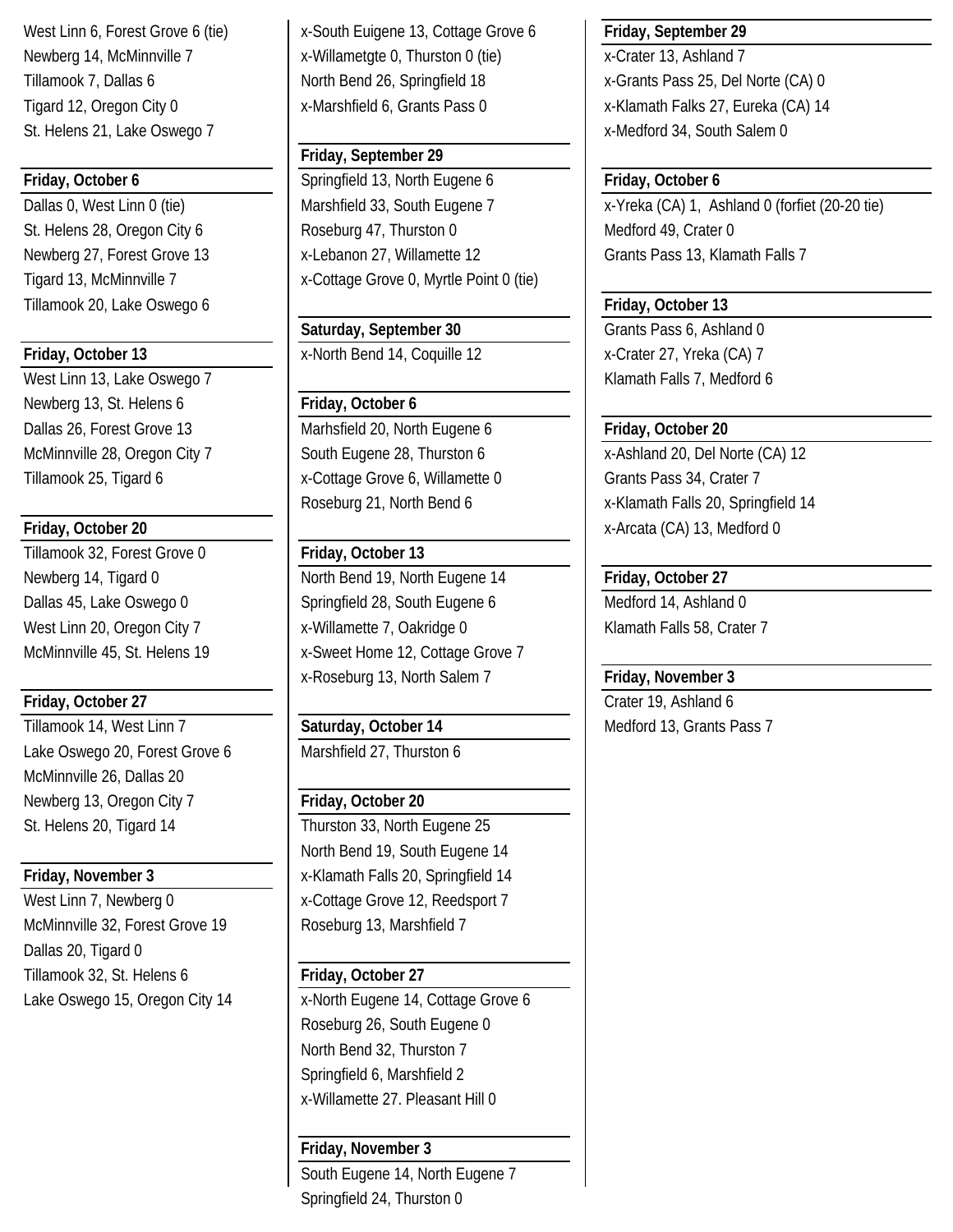West Linn 6, Forest Grove 6 (tie)
Newberg 14, McMinnville 7
Tillamook 7, Dallas 6
Tigard 12, Oregon City 0
St. Helens 21, Lake Oswego 7

**Friday, October 6**

Dallas 0, West Linn 0 (tie)
St. Helens 28, Oregon City 6
Newberg 27, Forest Grove 13
Tigard 13, McMinnville 7
Tillamook 20, Lake Oswego 6

**Friday, October 13**

West Linn 13, Lake Oswego 7
Newberg 13, St. Helens 6
Dallas 26, Forest Grove 13
McMinnville 28, Oregon City 7
Tillamook 25, Tigard 6

**Friday, October 20**

Tillamook 32, Forest Grove 0
Newberg 14, Tigard 0
Dallas 45, Lake Oswego 0
West Linn 20, Oregon City 7
McMinnville 45, St. Helens 19

**Friday, October 27**

Tillamook 14, West Linn 7
Lake Oswego 20, Forest Grove 6
McMinnville 26, Dallas 20
Newberg 13, Oregon City 7
St. Helens 20, Tigard 14

**Friday, November 3**

West Linn 7, Newberg 0
McMinnville 32, Forest Grove 19
Dallas 20, Tigard 0
Tillamook 32, St. Helens 6
Lake Oswego 15, Oregon City 14

x-South Euigene 13, Cottage Grove 6
x-Willametgte 0, Thurston 0 (tie)
North Bend 26, Springfield 18
x-Marshfield 6, Grants Pass 0

**Friday, September 29**

Springfield 13, North Eugene 6
Marshfield 33, South Eugene 7
Roseburg 47, Thurston 0
x-Lebanon 27, Willamette 12
x-Cottage Grove 0, Myrtle Point 0 (tie)

**Saturday, September 30**

x-North Bend 14, Coquille 12

**Friday, October 6**

Marhsfield 20, North Eugene 6
South Eugene 28, Thurston 6
x-Cottage Grove 6, Willamette 0
Roseburg 21, North Bend 6

**Friday, October 13**

North Bend 19, North Eugene 14
Springfield 28, South Eugene 6
x-Willamette 7, Oakridge 0
x-Sweet Home 12, Cottage Grove 7
x-Roseburg 13, North Salem 7

**Saturday, October 14**

Marshfield 27, Thurston 6

**Friday, October 20**

Thurston 33, North Eugene 25
North Bend 19, South Eugene 14
x-Klamath Falls 20, Springfield 14
x-Cottage Grove 12, Reedsport 7
Roseburg 13, Marshfield 7

**Friday, October 27**

x-North Eugene 14, Cottage Grove 6
Roseburg 26, South Eugene 0
North Bend 32, Thurston 7
Springfield 6, Marshfield 2
x-Willamette 27. Pleasant Hill 0

**Friday, November 3**

South Eugene 14, North Eugene 7
Springfield 24, Thurston 0

**Friday, September 29**

x-Crater 13, Ashland 7
x-Grants Pass 25, Del Norte (CA) 0
x-Klamath Falks 27, Eureka (CA) 14
x-Medford 34, South Salem 0

**Friday, October 6**

x-Yreka (CA) 1, Ashland 0 (forfiet (20-20 tie)
Medford 49, Crater 0
Grants Pass 13, Klamath Falls 7

**Friday, October 13**

Grants Pass 6, Ashland 0
x-Crater 27, Yreka (CA) 7
Klamath Falls 7, Medford 6

**Friday, October 20**

x-Ashland 20, Del Norte (CA) 12
Grants Pass 34, Crater 7
x-Klamath Falls 20, Springfield 14
x-Arcata (CA) 13, Medford 0

**Friday, October 27**

Medford 14, Ashland 0
Klamath Falls 58, Crater 7

**Friday, November 3**

Crater 19, Ashland 6
Medford 13, Grants Pass 7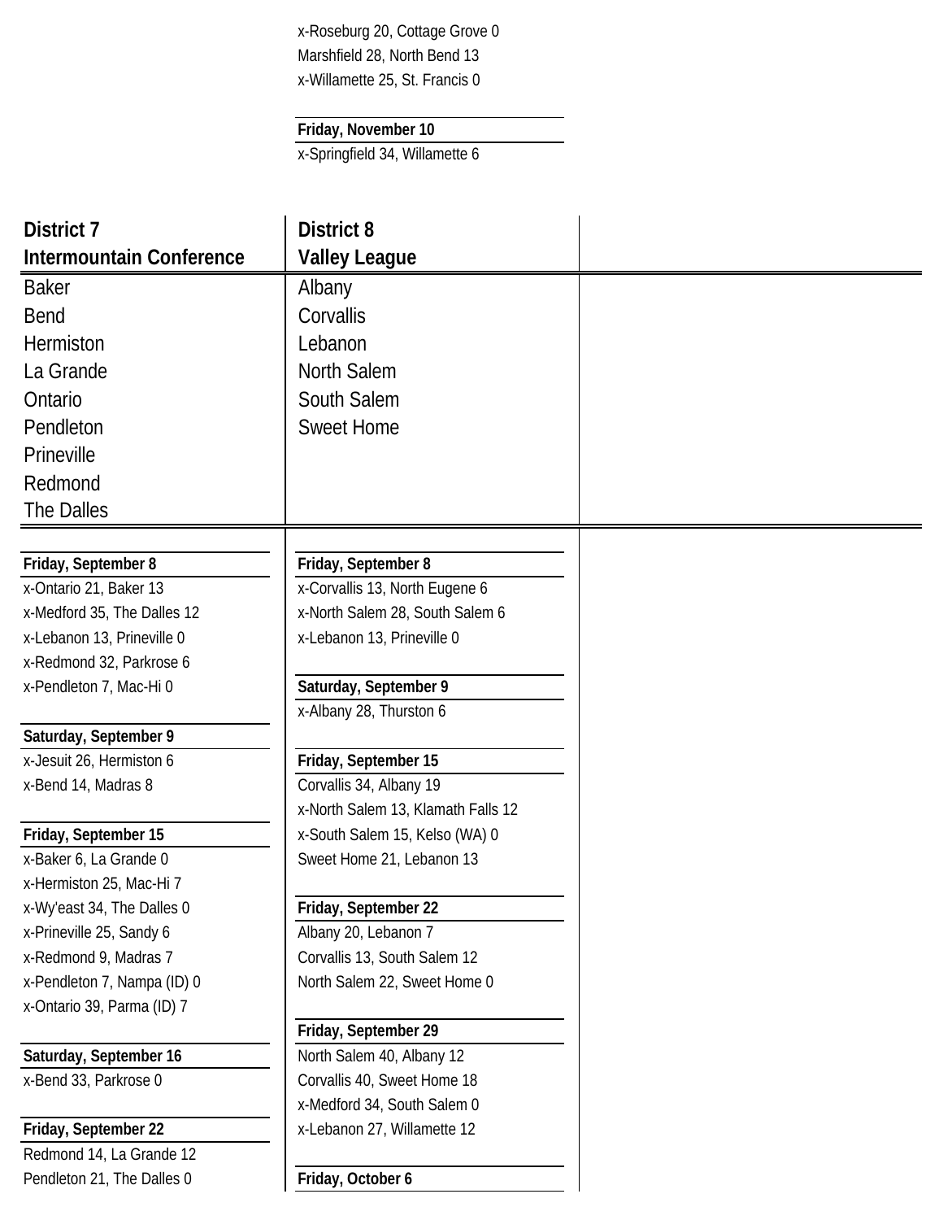x-Roseburg 20, Cottage Grove 0
Marshfield 28, North Bend 13
x-Willamette 25, St. Francis 0

**Friday, November 10**

x-Springfield 34, Willamette 6

## District 7
## Intermountain Conference

Baker
Bend
Hermiston
La Grande
Ontario
Pendleton
Prineville
Redmond
The Dalles

**Friday, September 8**

x-Ontario 21, Baker 13
x-Medford 35, The Dalles 12
x-Lebanon 13, Prineville 0
x-Redmond 32, Parkrose 6
x-Pendleton 7, Mac-Hi 0

**Saturday, September 9**

x-Jesuit 26, Hermiston 6
x-Bend 14, Madras 8

**Friday, September 15**

x-Baker 6, La Grande 0
x-Hermiston 25, Mac-Hi 7
x-Wy'east 34, The Dalles 0
x-Prineville 25, Sandy 6
x-Redmond 9, Madras 7
x-Pendleton 7, Nampa (ID) 0
x-Ontario 39, Parma (ID) 7

**Saturday, September 16**

x-Bend 33, Parkrose 0

**Friday, September 22**

Redmond 14, La Grande 12
Pendleton 21, The Dalles 0

## District 8
## Valley League

Albany
Corvallis
Lebanon
North Salem
South Salem
Sweet Home

**Friday, September 8**

x-Corvallis 13, North Eugene 6
x-North Salem 28, South Salem 6
x-Lebanon 13, Prineville 0

**Saturday, September 9**

x-Albany 28, Thurston 6

**Friday, September 15**

Corvallis 34, Albany 19
x-North Salem 13, Klamath Falls 12
x-South Salem 15, Kelso (WA) 0
Sweet Home 21, Lebanon 13

**Friday, September 22**

Albany 20, Lebanon 7
Corvallis 13, South Salem 12
North Salem 22, Sweet Home 0

**Friday, September 29**

North Salem 40, Albany 12
Corvallis 40, Sweet Home 18
x-Medford 34, South Salem 0
x-Lebanon 27, Willamette 12

**Friday, October 6**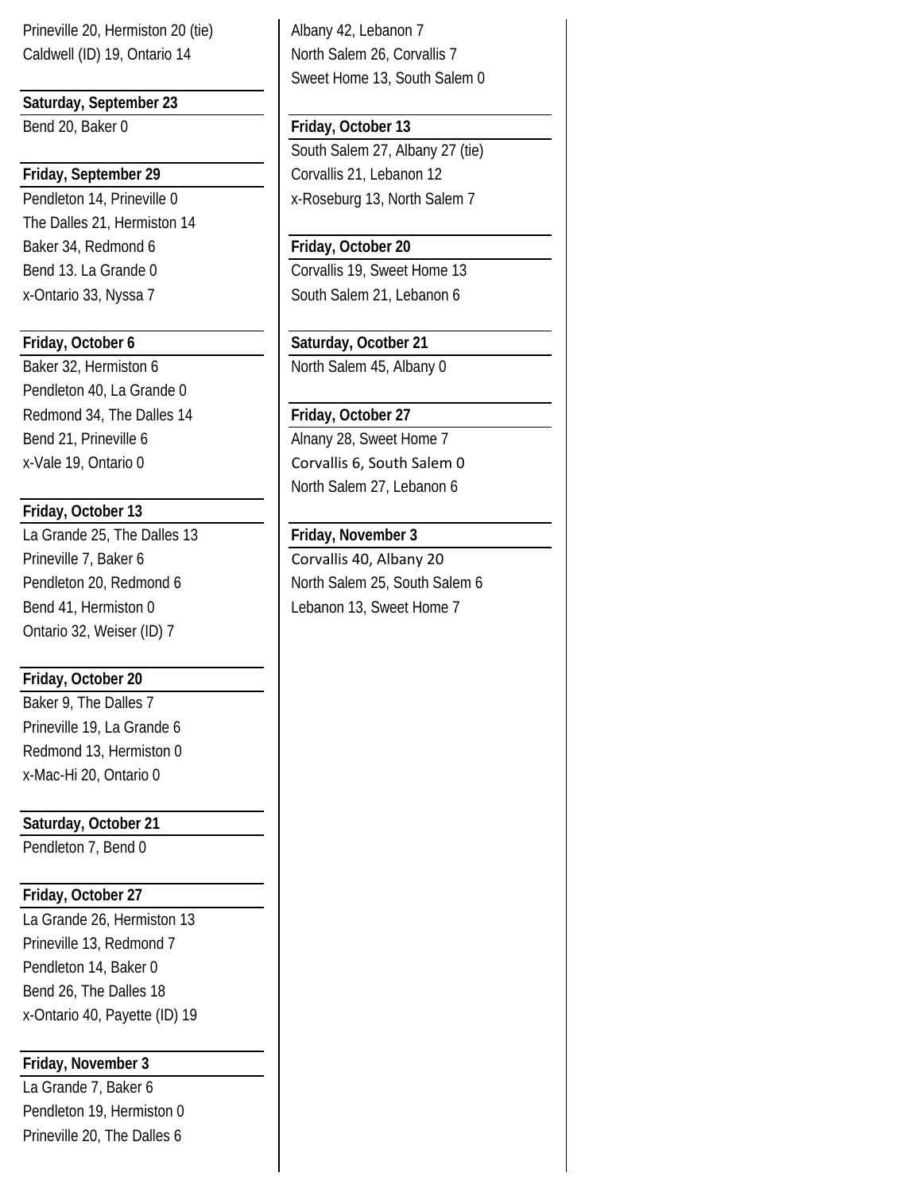Prineville 20, Hermiston 20 (tie)
Caldwell (ID) 19, Ontario 14

**Saturday, September 23**

Bend 20, Baker 0

**Friday, September 29**

Pendleton 14, Prineville 0
The Dalles 21, Hermiston 14
Baker 34, Redmond 6
Bend 13. La Grande 0
x-Ontario 33, Nyssa 7

**Friday, October 6**

Baker 32, Hermiston 6
Pendleton 40, La Grande 0
Redmond 34, The Dalles 14
Bend 21, Prineville 6
x-Vale 19, Ontario 0

**Friday, October 13**

La Grande 25, The Dalles 13
Prineville 7, Baker 6
Pendleton 20, Redmond 6
Bend 41, Hermiston 0
Ontario 32, Weiser (ID) 7

**Friday, October 20**

Baker 9, The Dalles 7
Prineville 19, La Grande 6
Redmond 13, Hermiston 0
x-Mac-Hi 20, Ontario 0

**Saturday, October 21**

Pendleton 7, Bend 0

**Friday, October 27**

La Grande 26, Hermiston 13
Prineville 13, Redmond 7
Pendleton 14, Baker 0
Bend 26, The Dalles 18
x-Ontario 40, Payette (ID) 19

**Friday, November 3**

La Grande 7, Baker 6
Pendleton 19, Hermiston 0
Prineville 20, The Dalles 6

Albany 42, Lebanon 7
North Salem 26, Corvallis 7
Sweet Home 13, South Salem 0

**Friday, October 13**

South Salem 27, Albany 27 (tie)
Corvallis 21, Lebanon 12
x-Roseburg 13, North Salem 7

**Friday, October 20**

Corvallis 19, Sweet Home 13
South Salem 21, Lebanon 6

**Saturday, Ocotber 21**

North Salem 45, Albany 0

**Friday, October 27**

Alnany 28, Sweet Home 7
Corvallis 6, South Salem 0
North Salem 27, Lebanon 6

**Friday, November 3**

Corvallis 40, Albany 20
North Salem 25, South Salem 6
Lebanon 13, Sweet Home 7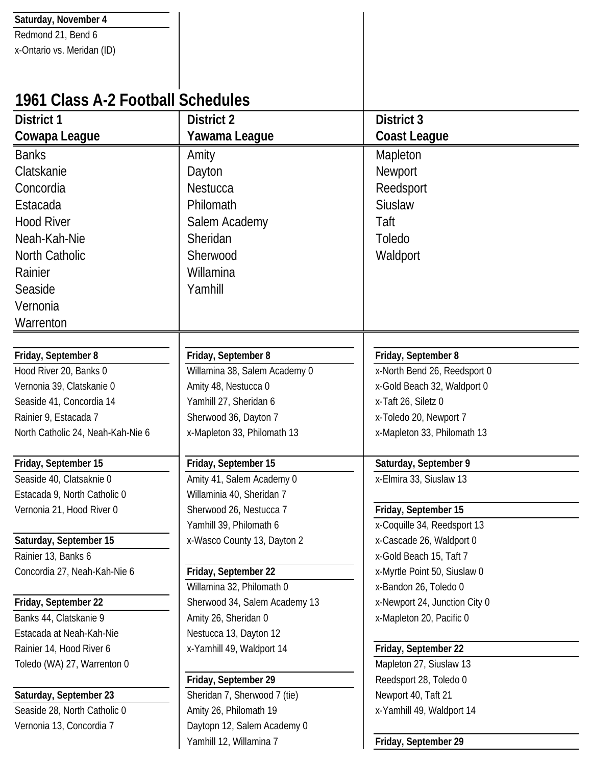**Saturday, November 4**

Redmond 21, Bend 6
x-Ontario vs. Meridan (ID)

# 1961 Class A-2 Football Schedules

## District 1 — Cowapa League

Banks
Clatskanie
Concordia
Estacada
Hood River
Neah-Kah-Nie
North Catholic
Rainier
Seaside
Vernonia
Warrenton

**Friday, September 8**

Hood River 20, Banks 0
Vernonia 39, Clatskanie 0
Seaside 41, Concordia 14
Rainier 9, Estacada 7
North Catholic 24, Neah-Kah-Nie 6

**Friday, September 15**

Seaside 40, Clatsaknie 0
Estacada 9, North Catholic 0
Vernonia 21, Hood River 0

**Saturday, September 15**

Rainier 13, Banks 6
Concordia 27, Neah-Kah-Nie 6

**Friday, September 22**

Banks 44, Clatskanie 9
Estacada at Neah-Kah-Nie
Rainier 14, Hood River 6
Toledo (WA) 27, Warrenton 0

**Saturday, September 23**

Seaside 28, North Catholic 0
Vernonia 13, Concordia 7

## District 2 — Yawama League

Amity
Dayton
Nestucca
Philomath
Salem Academy
Sheridan
Sherwood
Willamina
Yamhill

**Friday, September 8**

Willamina 38, Salem Academy 0
Amity 48, Nestucca 0
Yamhill 27, Sheridan 6
Sherwood 36, Dayton 7
x-Mapleton 33, Philomath 13

**Friday, September 15**

Amity 41, Salem Academy 0
Willaminia 40, Sheridan 7
Sherwood 26, Nestucca 7
Yamhill 39, Philomath 6
x-Wasco County 13, Dayton 2

**Friday, September 22**

Willamina 32, Philomath 0
Sherwood 34, Salem Academy 13
Amity 26, Sheridan 0
Nestucca 13, Dayton 12
x-Yamhill 49, Waldport 14

**Friday, September 29**

Sheridan 7, Sherwood 7 (tie)
Amity 26, Philomath 19
Daytopn 12, Salem Academy 0
Yamhill 12, Willamina 7

## District 3 — Coast League

Mapleton
Newport
Reedsport
Siuslaw
Taft
Toledo
Waldport

**Friday, September 8**

x-North Bend 26, Reedsport 0
x-Gold Beach 32, Waldport 0
x-Taft 26, Siletz 0
x-Toledo 20, Newport 7
x-Mapleton 33, Philomath 13

**Saturday, September 9**

x-Elmira 33, Siuslaw 13

**Friday, September 15**

x-Coquille 34, Reedsport 13
x-Cascade 26, Waldport 0
x-Gold Beach 15, Taft 7
x-Myrtle Point 50, Siuslaw 0
x-Bandon 26, Toledo 0
x-Newport 24, Junction City 0
x-Mapleton 20, Pacific 0

**Friday, September 22**

Mapleton 27, Siuslaw 13
Reedsport 28, Toledo 0
Newport 40, Taft 21
x-Yamhill 49, Waldport 14

**Friday, September 29**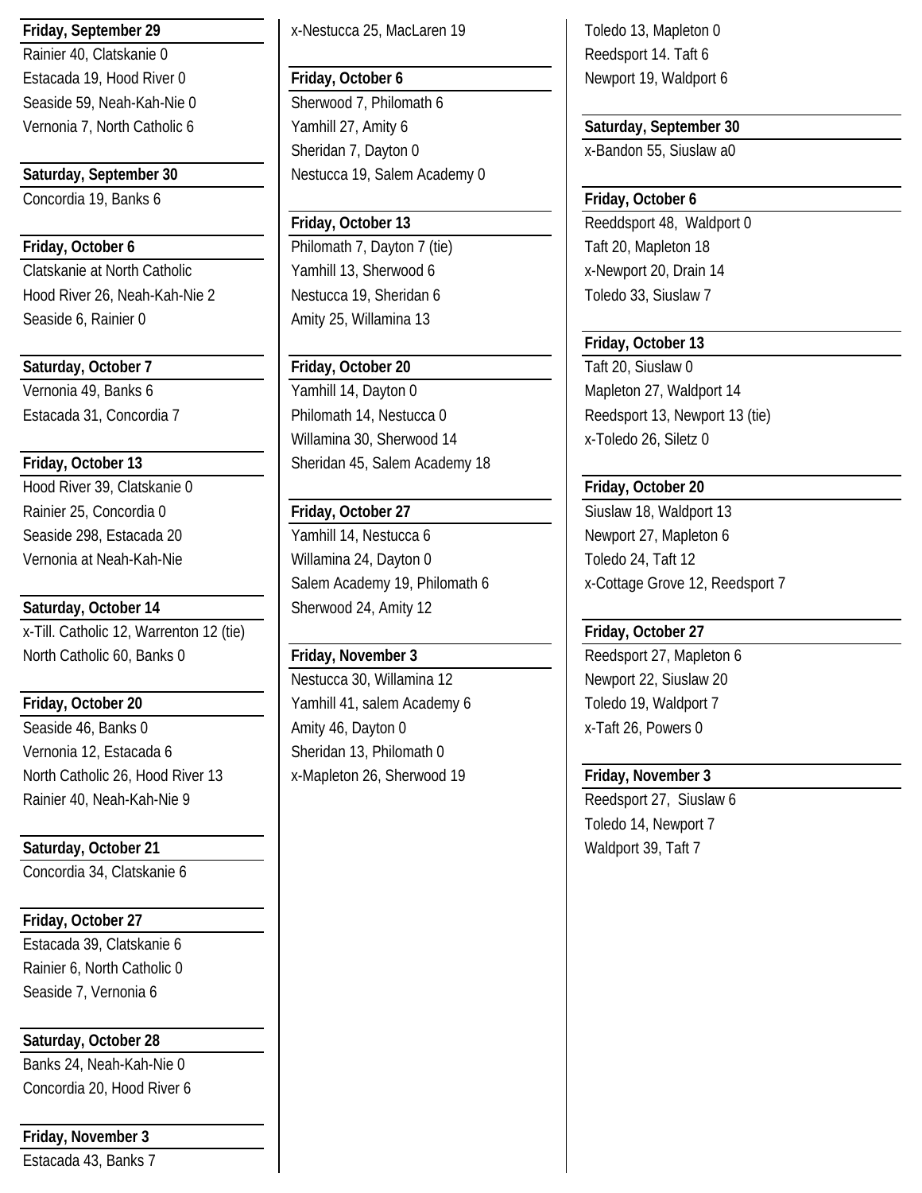**Friday, September 29**

Rainier 40, Clatskanie 0
Estacada 19, Hood River 0
Seaside 59, Neah-Kah-Nie 0
Vernonia 7, North Catholic 6

**Saturday, September 30**

Concordia 19, Banks 6

**Friday, October 6**

Clatskanie at North Catholic
Hood River 26, Neah-Kah-Nie 2
Seaside 6, Rainier 0

**Saturday, October 7**

Vernonia 49, Banks 6
Estacada 31, Concordia 7

**Friday, October 13**

Hood River 39, Clatskanie 0
Rainier 25, Concordia 0
Seaside 298, Estacada 20
Vernonia at Neah-Kah-Nie

**Saturday, October 14**

x-Till. Catholic 12, Warrenton 12 (tie)
North Catholic 60, Banks 0

**Friday, October 20**

Seaside 46, Banks 0
Vernonia 12, Estacada 6
North Catholic 26, Hood River 13
Rainier 40, Neah-Kah-Nie 9

**Saturday, October 21**

Concordia 34, Clatskanie 6

**Friday, October 27**

Estacada 39, Clatskanie 6
Rainier 6, North Catholic 0
Seaside 7, Vernonia 6

**Saturday, October 28**

Banks 24, Neah-Kah-Nie 0
Concordia 20, Hood River 6

**Friday, November 3**

Estacada 43, Banks 7

x-Nestucca 25, MacLaren 19

**Friday, October 6**

Sherwood 7, Philomath 6
Yamhill 27, Amity 6
Sheridan 7, Dayton 0
Nestucca 19, Salem Academy 0

**Friday, October 13**

Philomath 7, Dayton 7 (tie)
Yamhill 13, Sherwood 6
Nestucca 19, Sheridan 6
Amity 25, Willamina 13

**Friday, October 20**

Yamhill 14, Dayton 0
Philomath 14, Nestucca 0
Willamina 30, Sherwood 14
Sheridan 45, Salem Academy 18

**Friday, October 27**

Yamhill 14, Nestucca 6
Willamina 24, Dayton 0
Salem Academy 19, Philomath 6
Sherwood 24, Amity 12

**Friday, November 3**

Nestucca 30, Willamina 12
Yamhill 41, salem Academy 6
Amity 46, Dayton 0
Sheridan 13, Philomath 0
x-Mapleton 26, Sherwood 19

Toledo 13, Mapleton 0
Reedsport 14. Taft 6
Newport 19, Waldport 6

**Saturday, September 30**

x-Bandon 55, Siuslaw a0

**Friday, October 6**

Reeddsport 48, Waldport 0
Taft 20, Mapleton 18
x-Newport 20, Drain 14
Toledo 33, Siuslaw 7

**Friday, October 13**

Taft 20, Siuslaw 0
Mapleton 27, Waldport 14
Reedsport 13, Newport 13 (tie)
x-Toledo 26, Siletz 0

**Friday, October 20**

Siuslaw 18, Waldport 13
Newport 27, Mapleton 6
Toledo 24, Taft 12
x-Cottage Grove 12, Reedsport 7

**Friday, October 27**

Reedsport 27, Mapleton 6
Newport 22, Siuslaw 20
Toledo 19, Waldport 7
x-Taft 26, Powers 0

**Friday, November 3**

Reedsport 27, Siuslaw 6
Toledo 14, Newport 7
Waldport 39, Taft 7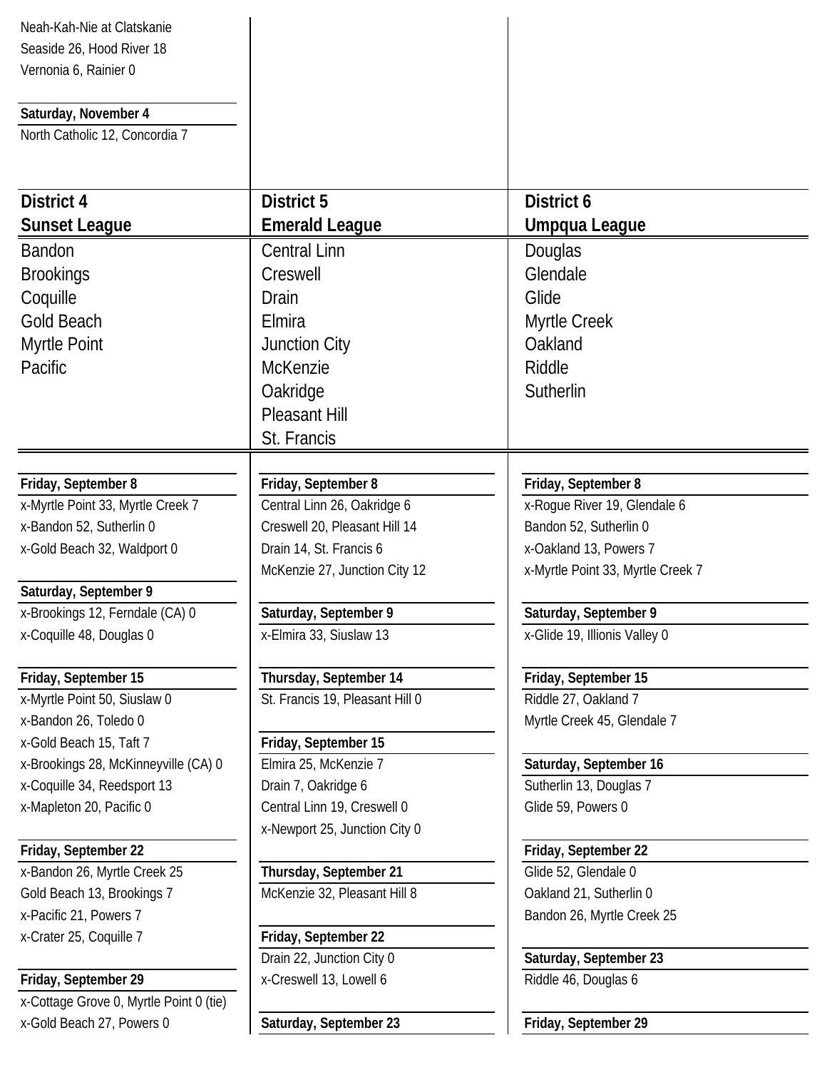Neah-Kah-Nie at Clatskanie
Seaside 26, Hood River 18
Vernonia 6, Rainier 0

**Saturday, November 4**

North Catholic 12, Concordia 7

## District 4
## Sunset League

Bandon
Brookings
Coquille
Gold Beach
Myrtle Point
Pacific

**Friday, September 8**

x-Myrtle Point 33, Myrtle Creek 7
x-Bandon 52, Sutherlin 0
x-Gold Beach 32, Waldport 0

**Saturday, September 9**

x-Brookings 12, Ferndale (CA) 0
x-Coquille 48, Douglas 0

**Friday, September 15**

x-Myrtle Point 50, Siuslaw 0
x-Bandon 26, Toledo 0
x-Gold Beach 15, Taft 7
x-Brookings 28, McKinneyville (CA) 0
x-Coquille 34, Reedsport 13
x-Mapleton 20, Pacific 0

**Friday, September 22**

x-Bandon 26, Myrtle Creek 25
Gold Beach 13, Brookings 7
x-Pacific 21, Powers 7
x-Crater 25, Coquille 7

**Friday, September 29**

x-Cottage Grove 0, Myrtle Point 0 (tie)
x-Gold Beach 27, Powers 0

## District 5
## Emerald League

Central Linn
Creswell
Drain
Elmira
Junction City
McKenzie
Oakridge
Pleasant Hill
St. Francis

**Friday, September 8**

Central Linn 26, Oakridge 6
Creswell 20, Pleasant Hill 14
Drain 14, St. Francis 6
McKenzie 27, Junction City 12

**Saturday, September 9**

x-Elmira 33, Siuslaw 13

**Thursday, September 14**

St. Francis 19, Pleasant Hill 0

**Friday, September 15**

Elmira 25, McKenzie 7
Drain 7, Oakridge 6
Central Linn 19, Creswell 0
x-Newport 25, Junction City 0

**Thursday, September 21**

McKenzie 32, Pleasant Hill 8

**Friday, September 22**

Drain 22, Junction City 0
x-Creswell 13, Lowell 6

**Saturday, September 23**

## District 6
## Umpqua League

Douglas
Glendale
Glide
Myrtle Creek
Oakland
Riddle
Sutherlin

**Friday, September 8**

x-Rogue River 19, Glendale 6
Bandon 52, Sutherlin 0
x-Oakland 13, Powers 7
x-Myrtle Point 33, Myrtle Creek 7

**Saturday, September 9**

x-Glide 19, Illionis Valley 0

**Friday, September 15**

Riddle 27, Oakland 7
Myrtle Creek 45, Glendale 7

**Saturday, September 16**

Sutherlin 13, Douglas 7
Glide 59, Powers 0

**Friday, September 22**

Glide 52, Glendale 0
Oakland 21, Sutherlin 0
Bandon 26, Myrtle Creek 25

**Saturday, September 23**

Riddle 46, Douglas 6

**Friday, September 29**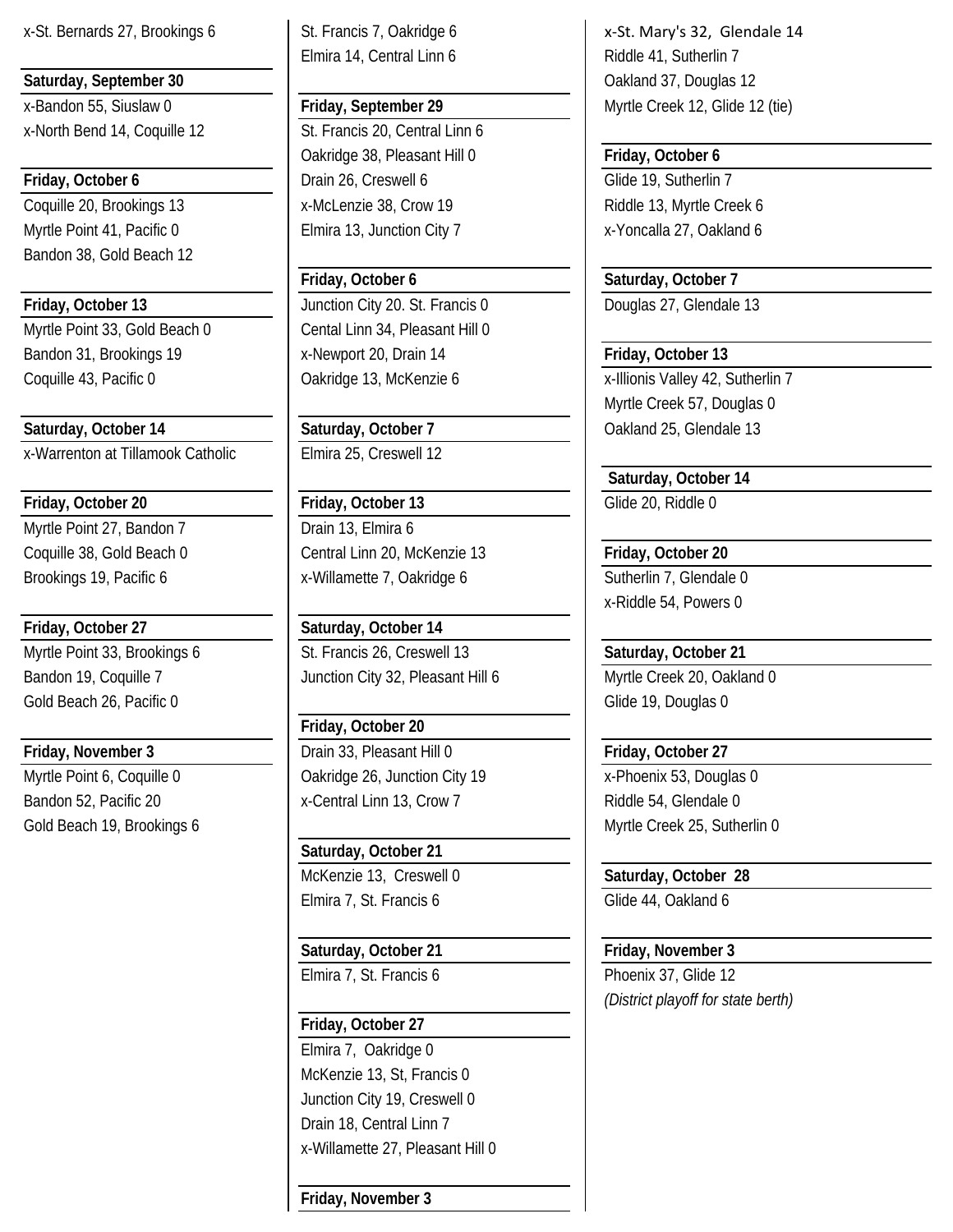x-St. Bernards 27, Brookings 6

**Saturday, September 30**

x-Bandon 55, Siuslaw 0
x-North Bend 14, Coquille 12

**Friday, October 6**

Coquille 20, Brookings 13
Myrtle Point 41, Pacific 0
Bandon 38, Gold Beach 12

**Friday, October 13**

Myrtle Point 33, Gold Beach 0
Bandon 31, Brookings 19
Coquille 43, Pacific 0

**Saturday, October 14**

x-Warrenton at Tillamook Catholic

**Friday, October 20**

Myrtle Point 27, Bandon 7
Coquille 38, Gold Beach 0
Brookings 19, Pacific 6

**Friday, October 27**

Myrtle Point 33, Brookings 6
Bandon 19, Coquille 7
Gold Beach 26, Pacific 0

**Friday, November 3**

Myrtle Point 6, Coquille 0
Bandon 52, Pacific 20
Gold Beach 19, Brookings 6

St. Francis 7, Oakridge 6
Elmira 14, Central Linn 6

**Friday, September 29**

St. Francis 20, Central Linn 6
Oakridge 38, Pleasant Hill 0
Drain 26, Creswell 6
x-McLenzie 38, Crow 19
Elmira 13, Junction City 7

**Friday, October 6**

Junction City 20. St. Francis 0
Cental Linn 34, Pleasant Hill 0
x-Newport 20, Drain 14
Oakridge 13, McKenzie 6

**Saturday, October 7**

Elmira 25, Creswell 12

**Friday, October 13**

Drain 13, Elmira 6
Central Linn 20, McKenzie 13
x-Willamette 7, Oakridge 6

**Saturday, October 14**

St. Francis 26, Creswell 13
Junction City 32, Pleasant Hill 6

**Friday, October 20**

Drain 33, Pleasant Hill 0
Oakridge 26, Junction City 19
x-Central Linn 13, Crow 7

**Saturday, October 21**

McKenzie 13, Creswell 0
Elmira 7, St. Francis 6

**Saturday, October 21**

Elmira 7, St. Francis 6

**Friday, October 27**

Elmira 7, Oakridge 0
McKenzie 13, St, Francis 0
Junction City 19, Creswell 0
Drain 18, Central Linn 7
x-Willamette 27, Pleasant Hill 0

**Friday, November 3**

x-St. Mary's 32, Glendale 14
Riddle 41, Sutherlin 7
Oakland 37, Douglas 12
Myrtle Creek 12, Glide 12 (tie)

**Friday, October 6**

Glide 19, Sutherlin 7
Riddle 13, Myrtle Creek 6
x-Yoncalla 27, Oakland 6

**Saturday, October 7**

Douglas 27, Glendale 13

**Friday, October 13**

x-Illionis Valley 42, Sutherlin 7
Myrtle Creek 57, Douglas 0
Oakland 25, Glendale 13

**Saturday, October 14**

Glide 20, Riddle 0

**Friday, October 20**

Sutherlin 7, Glendale 0
x-Riddle 54, Powers 0

**Saturday, October 21**

Myrtle Creek 20, Oakland 0
Glide 19, Douglas 0

**Friday, October 27**

x-Phoenix 53, Douglas 0
Riddle 54, Glendale 0
Myrtle Creek 25, Sutherlin 0

**Saturday, October 28**

Glide 44, Oakland 6

**Friday, November 3**

Phoenix 37, Glide 12
*(District playoff for state berth)*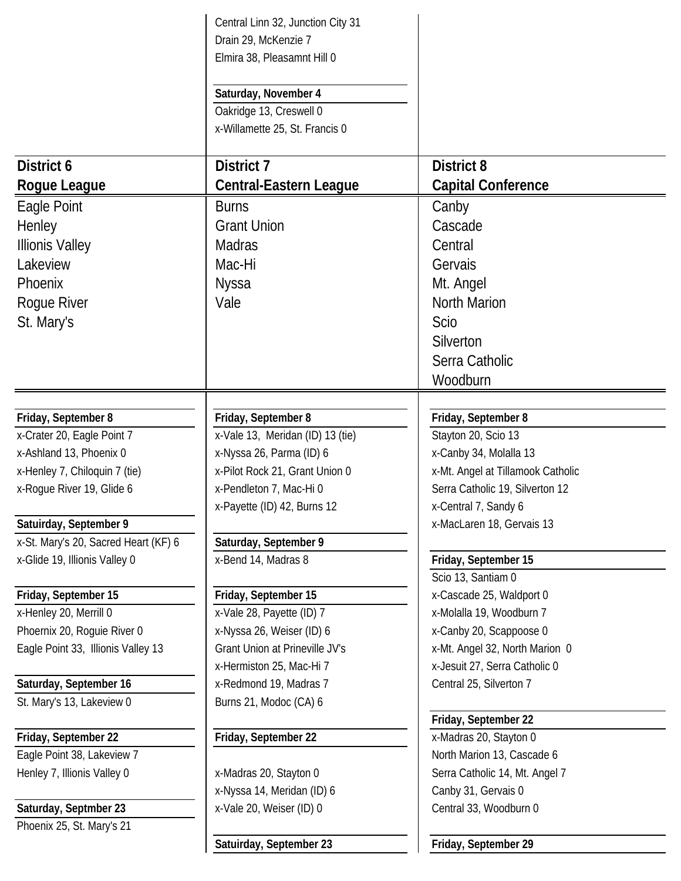Central Linn 32, Junction City 31
Drain 29, McKenzie 7
Elmira 38, Pleasamnt Hill 0

**Saturday, November 4**
Oakridge 13, Creswell 0
x-Willamette 25, St. Francis 0

## District 6
## Rogue League

Eagle Point
Henley
Illionis Valley
Lakeview
Phoenix
Rogue River
St. Mary's

**Friday, September 8**
x-Crater 20, Eagle Point 7
x-Ashland 13, Phoenix 0
x-Henley 7, Chiloquin 7 (tie)
x-Rogue River 19, Glide 6

**Satuirday, September 9**
x-St. Mary's 20, Sacred Heart (KF) 6
x-Glide 19, Illionis Valley 0

**Friday, September 15**
x-Henley 20, Merrill 0
Phoernix 20, Roguie River 0
Eagle Point 33, Illionis Valley 13

**Saturday, September 16**
St. Mary's 13, Lakeview 0

**Friday, September 22**
Eagle Point 38, Lakeview 7
Henley 7, Illionis Valley 0

**Saturday, Septmber 23**
Phoenix 25, St. Mary's 21

## District 7
## Central-Eastern League

Burns
Grant Union
Madras
Mac-Hi
Nyssa
Vale

**Friday, September 8**
x-Vale 13, Meridan (ID) 13 (tie)
x-Nyssa 26, Parma (ID) 6
x-Pilot Rock 21, Grant Union 0
x-Pendleton 7, Mac-Hi 0
x-Payette (ID) 42, Burns 12

**Saturday, September 9**
x-Bend 14, Madras 8

**Friday, September 15**
x-Vale 28, Payette (ID) 7
x-Nyssa 26, Weiser (ID) 6
Grant Union at Prineville JV's
x-Hermiston 25, Mac-Hi 7
x-Redmond 19, Madras 7
Burns 21, Modoc (CA) 6

**Friday, September 22**

x-Madras 20, Stayton 0
x-Nyssa 14, Meridan (ID) 6
x-Vale 20, Weiser (ID) 0

**Satuirday, September 23**

## District 8
## Capital Conference

Canby
Cascade
Central
Gervais
Mt. Angel
North Marion
Scio
Silverton
Serra Catholic
Woodburn

**Friday, September 8**
Stayton 20, Scio 13
x-Canby 34, Molalla 13
x-Mt. Angel at Tillamook Catholic
Serra Catholic 19, Silverton 12
x-Central 7, Sandy 6
x-MacLaren 18, Gervais 13

**Friday, September 15**
Scio 13, Santiam 0
x-Cascade 25, Waldport 0
x-Molalla 19, Woodburn 7
x-Canby 20, Scappoose 0
x-Mt. Angel 32, North Marion 0
x-Jesuit 27, Serra Catholic 0
Central 25, Silverton 7

**Friday, September 22**
x-Madras 20, Stayton 0
North Marion 13, Cascade 6
Serra Catholic 14, Mt. Angel 7
Canby 31, Gervais 0
Central 33, Woodburn 0

**Friday, September 29**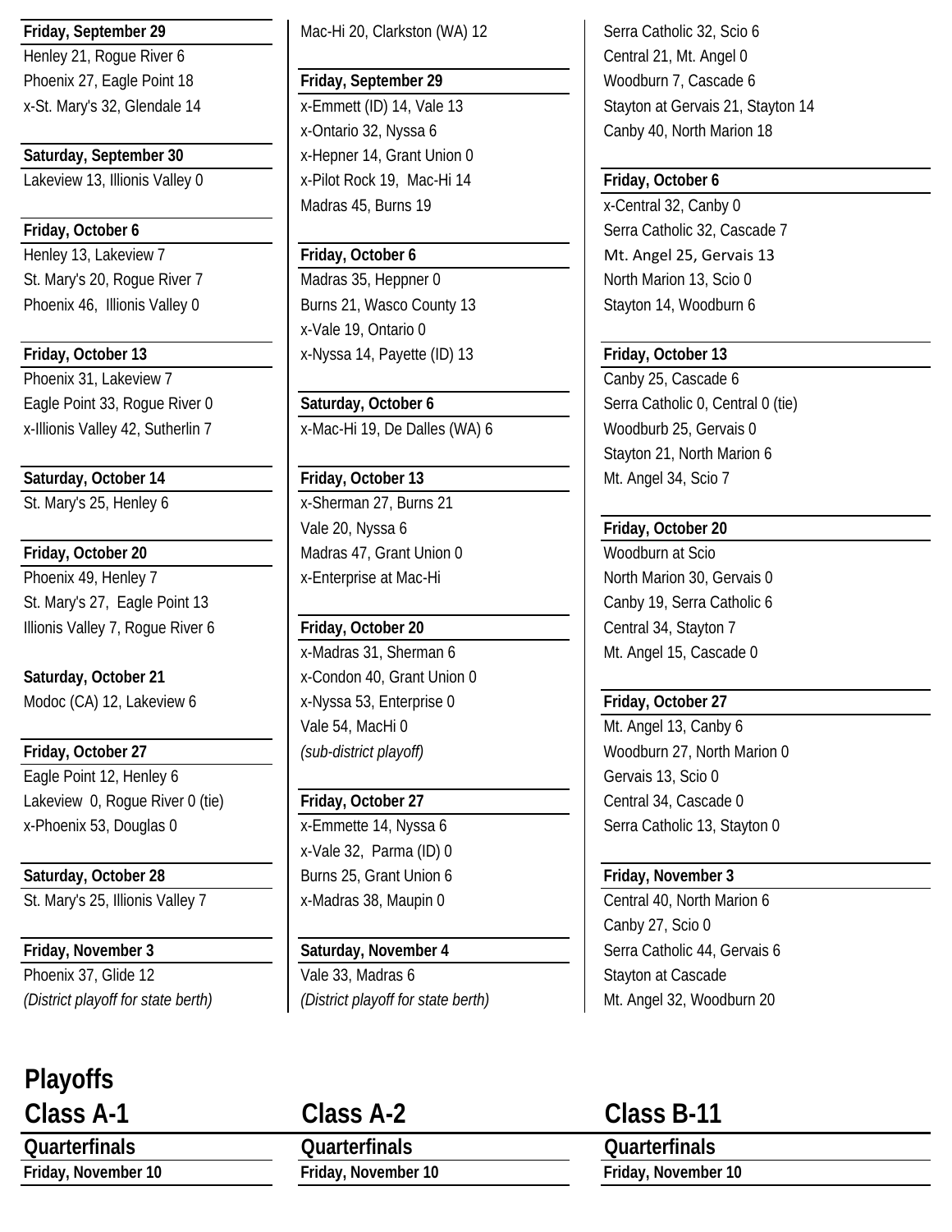**Friday, September 29**

Henley 21, Rogue River 6
Phoenix 27, Eagle Point 18
x-St. Mary's 32, Glendale 14

**Saturday, September 30**

Lakeview 13, Illinois Valley 0

**Friday, October 6**

Henley 13, Lakeview 7
St. Mary's 20, Rogue River 7
Phoenix 46, Illinois Valley 0

**Friday, October 13**

Phoenix 31, Lakeview 7
Eagle Point 33, Rogue River 0
x-Illionis Valley 42, Sutherlin 7

**Saturday, October 14**

St. Mary's 25, Henley 6

**Friday, October 20**

Phoenix 49, Henley 7
St. Mary's 27, Eagle Point 13
Illionis Valley 7, Rogue River 6

**Saturday, October 21**

Modoc (CA) 12, Lakeview 6

**Friday, October 27**

Eagle Point 12, Henley 6
Lakeview 0, Rogue River 0 (tie)
x-Phoenix 53, Douglas 0

**Saturday, October 28**

St. Mary's 25, Illionis Valley 7

**Friday, November 3**

Phoenix 37, Glide 12
*(District playoff for state berth)*

Mac-Hi 20, Clarkston (WA) 12

**Friday, September 29**

x-Emmett (ID) 14, Vale 13
x-Ontario 32, Nyssa 6
x-Hepner 14, Grant Union 0
x-Pilot Rock 19, Mac-Hi 14
Madras 45, Burns 19

**Friday, October 6**

Madras 35, Heppner 0
Burns 21, Wasco County 13
x-Vale 19, Ontario 0
x-Nyssa 14, Payette (ID) 13

**Saturday, October 6**

x-Mac-Hi 19, De Dalles (WA) 6

**Friday, October 13**

x-Sherman 27, Burns 21
Vale 20, Nyssa 6
Madras 47, Grant Union 0
x-Enterprise at Mac-Hi

**Friday, October 20**

x-Madras 31, Sherman 6
x-Condon 40, Grant Union 0
x-Nyssa 53, Enterprise 0
Vale 54, MacHi 0
*(sub-district playoff)*

**Friday, October 27**

x-Emmette 14, Nyssa 6
x-Vale 32, Parma (ID) 0
Burns 25, Grant Union 6
x-Madras 38, Maupin 0

**Saturday, November 4**

Vale 33, Madras 6
*(District playoff for state berth)*

Serra Catholic 32, Scio 6
Central 21, Mt. Angel 0
Woodburn 7, Cascade 6
Stayton at Gervais 21, Stayton 14
Canby 40, North Marion 18

**Friday, October 6**

x-Central 32, Canby 0
Serra Catholic 32, Cascade 7
Mt. Angel 25, Gervais 13
North Marion 13, Scio 0
Stayton 14, Woodburn 6

**Friday, October 13**

Canby 25, Cascade 6
Serra Catholic 0, Central 0 (tie)
Woodburb 25, Gervais 0
Stayton 21, North Marion 6
Mt. Angel 34, Scio 7

**Friday, October 20**

Woodburn at Scio
North Marion 30, Gervais 0
Canby 19, Serra Catholic 6
Central 34, Stayton 7
Mt. Angel 15, Cascade 0

**Friday, October 27**

Mt. Angel 13, Canby 6
Woodburn 27, North Marion 0
Gervais 13, Scio 0
Central 34, Cascade 0
Serra Catholic 13, Stayton 0

**Friday, November 3**

Central 40, North Marion 6
Canby 27, Scio 0
Serra Catholic 44, Gervais 6
Stayton at Cascade
Mt. Angel 32, Woodburn 20

# Playoffs

## Class A-1

### Quarterfinals

**Friday, November 10**

## Class A-2

### Quarterfinals

**Friday, November 10**

## Class B-11

### Quarterfinals

**Friday, November 10**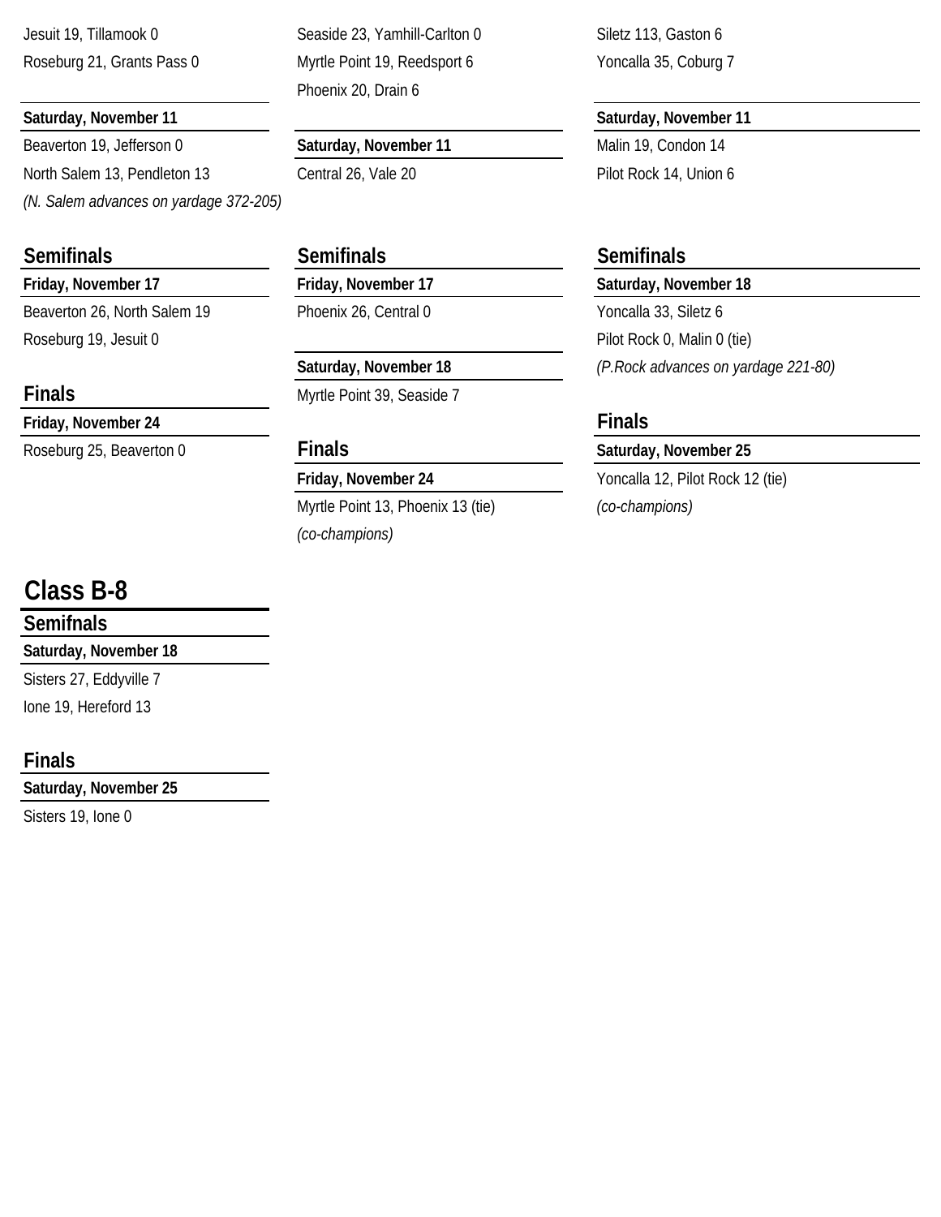Jesuit 19, Tillamook 0

Roseburg 21, Grants Pass 0

**Saturday, November 11**

Beaverton 19, Jefferson 0

North Salem 13, Pendleton 13

*(N. Salem advances on yardage 372-205)*

## Semifinals

**Friday, November 17**

Beaverton 26, North Salem 19

Roseburg 19, Jesuit 0

## Finals

**Friday, November 24**

Roseburg 25, Beaverton 0

Seaside 23, Yamhill-Carlton 0

Myrtle Point 19, Reedsport 6

Phoenix 20, Drain 6

**Saturday, November 11**

Central 26, Vale 20

## Semifinals

**Friday, November 17**

Phoenix 26, Central 0

**Saturday, November 18**

Myrtle Point 39, Seaside 7

## Finals

**Friday, November 24**

Myrtle Point 13, Phoenix 13 (tie)

*(co-champions)*

Siletz 113, Gaston 6

Yoncalla 35, Coburg 7

**Saturday, November 11**

Malin 19, Condon 14

Pilot Rock 14, Union 6

## Semifinals

**Saturday, November 18**

Yoncalla 33, Siletz 6

Pilot Rock 0, Malin 0 (tie)

*(P.Rock advances on yardage 221-80)*

## Finals

**Saturday, November 25**

Yoncalla 12, Pilot Rock 12 (tie)

*(co-champions)*

# Class B-8

## Semifnals

**Saturday, November 18**

Sisters 27, Eddyville 7

Ione 19, Hereford 13

## Finals

**Saturday, November 25**

Sisters 19, Ione 0